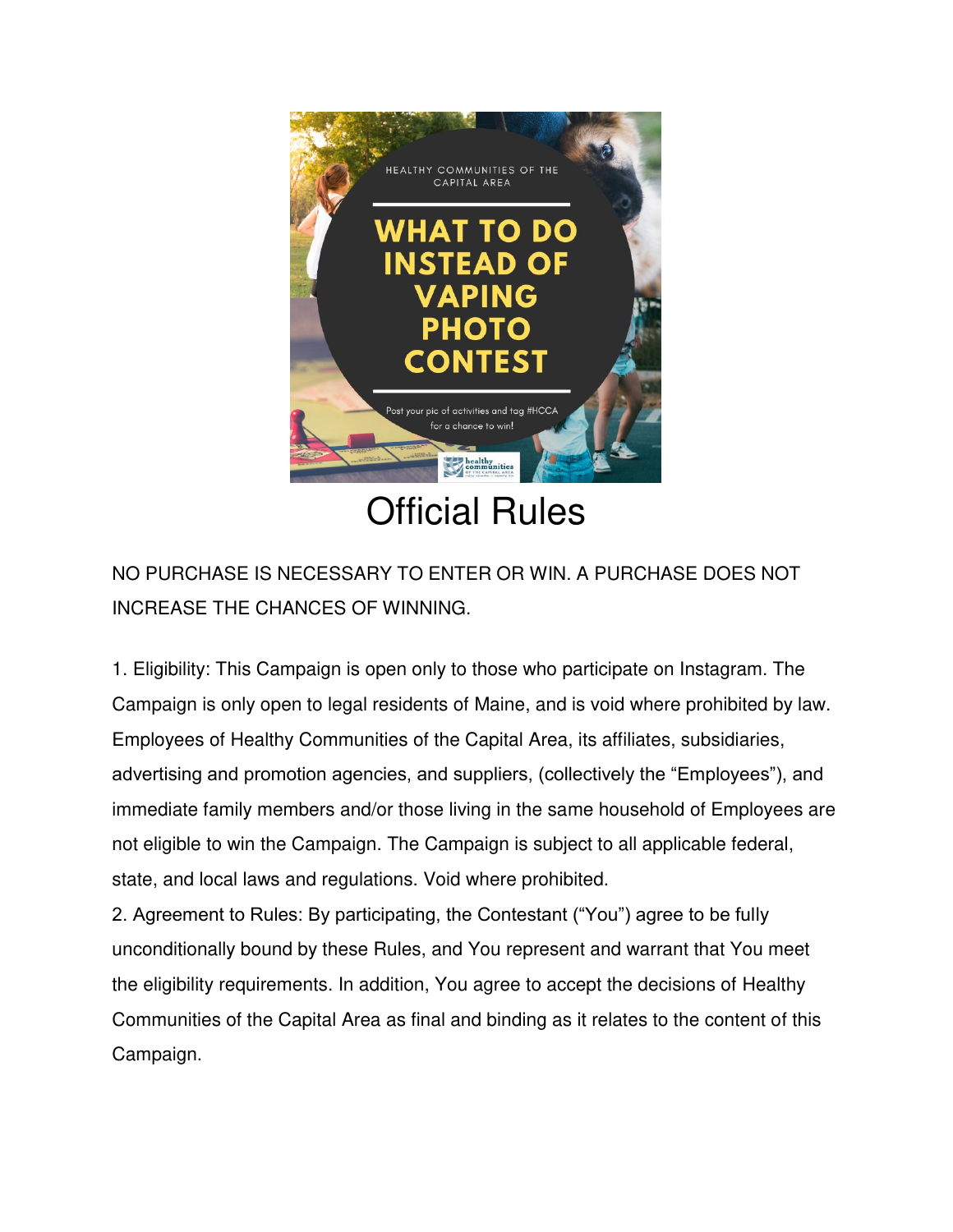HEALTHY COMMUNITIES OF THE CAPITAL AREA

# WHAT TO DO INSTEAD OF VAPING PHOTO CONTEST

Post your pic of activities and tag #HCCA for a chance to win!

# Official Rules

NO PURCHASE IS NECESSARY TO ENTER OR WIN. A PURCHASE DOES NOT INCREASE THE CHANCES OF WINNING.

1. Eligibility: This Campaign is open only to those who participate on Instagram. The Campaign is only open to legal residents of Maine, and is void where prohibited by law. Employees of Healthy Communities of the Capital Area, its affiliates, subsidiaries, advertising and promotion agencies, and suppliers, (collectively the "Employees"), and immediate family members and/or those living in the same household of Employees are not eligible to win the Campaign. The Campaign is subject to all applicable federal, state, and local laws and regulations. Void where prohibited.
2. Agreement to Rules: By participating, the Contestant ("You") agree to be fully unconditionally bound by these Rules, and You represent and warrant that You meet the eligibility requirements. In addition, You agree to accept the decisions of Healthy Communities of the Capital Area as final and binding as it relates to the content of this Campaign.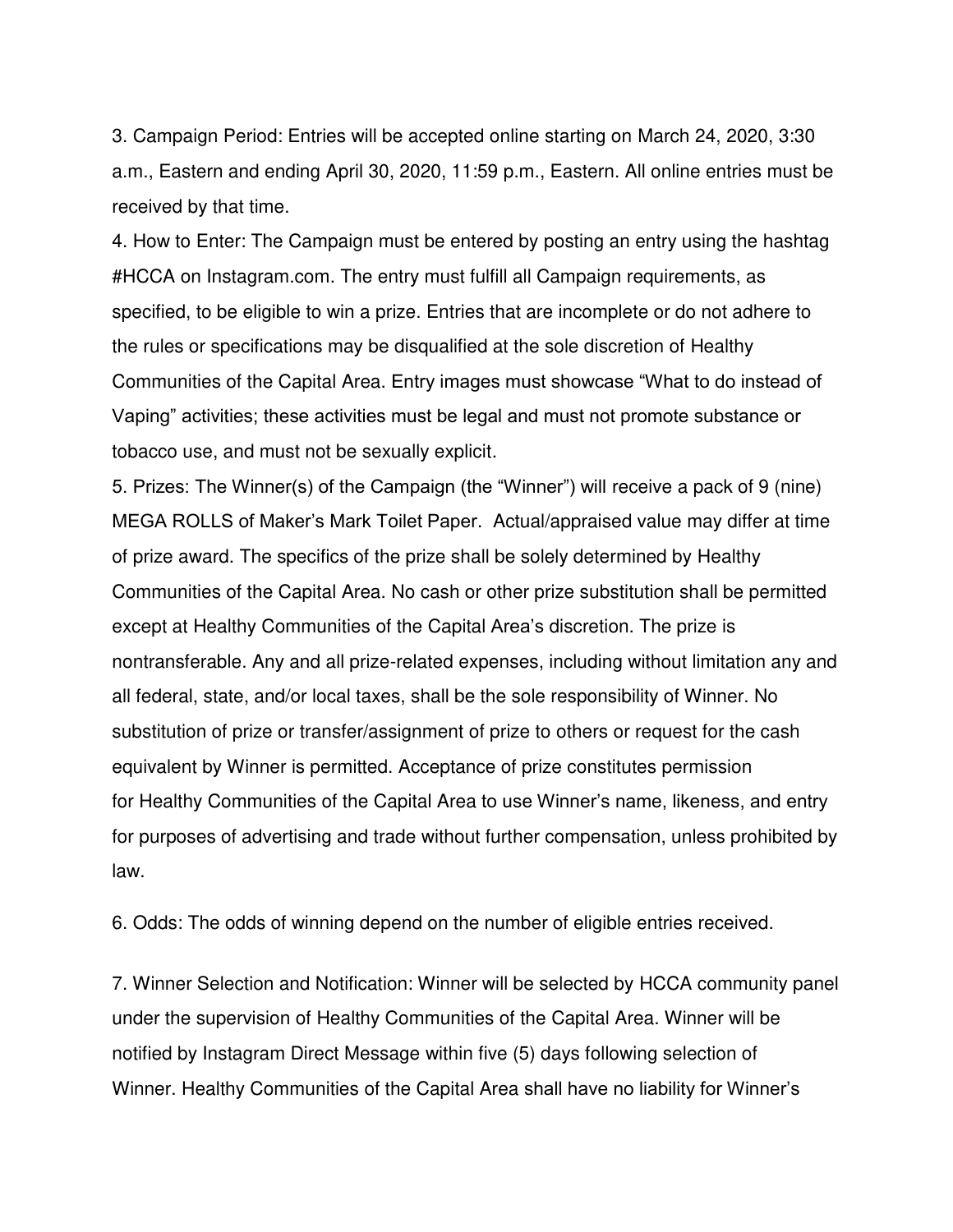3. Campaign Period: Entries will be accepted online starting on March 24, 2020, 3:30 a.m., Eastern and ending April 30, 2020, 11:59 p.m., Eastern. All online entries must be received by that time.

4. How to Enter: The Campaign must be entered by posting an entry using the hashtag #HCCA on Instagram.com. The entry must fulfill all Campaign requirements, as specified, to be eligible to win a prize. Entries that are incomplete or do not adhere to the rules or specifications may be disqualified at the sole discretion of Healthy Communities of the Capital Area. Entry images must showcase "What to do instead of Vaping" activities; these activities must be legal and must not promote substance or tobacco use, and must not be sexually explicit.

5. Prizes: The Winner(s) of the Campaign (the "Winner") will receive a pack of 9 (nine) MEGA ROLLS of Maker's Mark Toilet Paper. Actual/appraised value may differ at time of prize award. The specifics of the prize shall be solely determined by Healthy Communities of the Capital Area. No cash or other prize substitution shall be permitted except at Healthy Communities of the Capital Area's discretion. The prize is nontransferable. Any and all prize-related expenses, including without limitation any and all federal, state, and/or local taxes, shall be the sole responsibility of Winner. No substitution of prize or transfer/assignment of prize to others or request for the cash equivalent by Winner is permitted. Acceptance of prize constitutes permission for Healthy Communities of the Capital Area to use Winner's name, likeness, and entry for purposes of advertising and trade without further compensation, unless prohibited by law.

6. Odds: The odds of winning depend on the number of eligible entries received.

7. Winner Selection and Notification: Winner will be selected by HCCA community panel under the supervision of Healthy Communities of the Capital Area. Winner will be notified by Instagram Direct Message within five (5) days following selection of Winner. Healthy Communities of the Capital Area shall have no liability for Winner's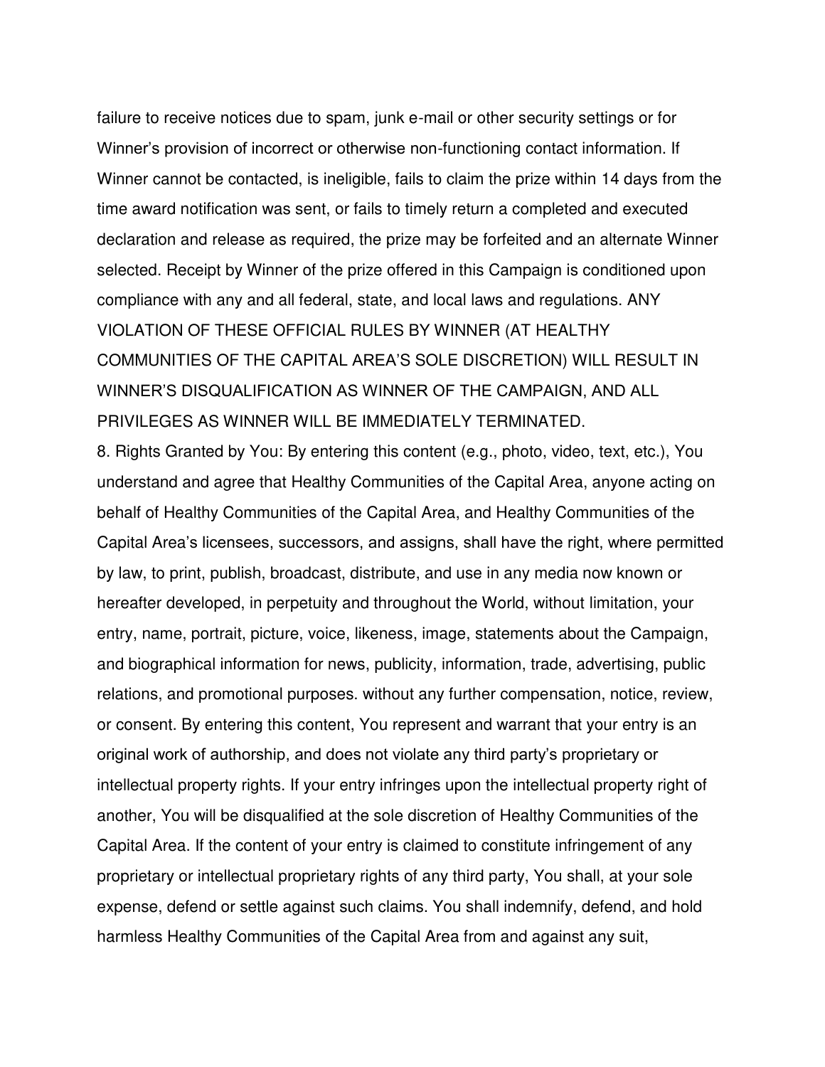failure to receive notices due to spam, junk e-mail or other security settings or for Winner's provision of incorrect or otherwise non-functioning contact information. If Winner cannot be contacted, is ineligible, fails to claim the prize within 14 days from the time award notification was sent, or fails to timely return a completed and executed declaration and release as required, the prize may be forfeited and an alternate Winner selected. Receipt by Winner of the prize offered in this Campaign is conditioned upon compliance with any and all federal, state, and local laws and regulations. ANY VIOLATION OF THESE OFFICIAL RULES BY WINNER (AT HEALTHY COMMUNITIES OF THE CAPITAL AREA'S SOLE DISCRETION) WILL RESULT IN WINNER'S DISQUALIFICATION AS WINNER OF THE CAMPAIGN, AND ALL PRIVILEGES AS WINNER WILL BE IMMEDIATELY TERMINATED.

8. Rights Granted by You: By entering this content (e.g., photo, video, text, etc.), You understand and agree that Healthy Communities of the Capital Area, anyone acting on behalf of Healthy Communities of the Capital Area, and Healthy Communities of the Capital Area's licensees, successors, and assigns, shall have the right, where permitted by law, to print, publish, broadcast, distribute, and use in any media now known or hereafter developed, in perpetuity and throughout the World, without limitation, your entry, name, portrait, picture, voice, likeness, image, statements about the Campaign, and biographical information for news, publicity, information, trade, advertising, public relations, and promotional purposes. without any further compensation, notice, review, or consent. By entering this content, You represent and warrant that your entry is an original work of authorship, and does not violate any third party's proprietary or intellectual property rights. If your entry infringes upon the intellectual property right of another, You will be disqualified at the sole discretion of Healthy Communities of the Capital Area. If the content of your entry is claimed to constitute infringement of any proprietary or intellectual proprietary rights of any third party, You shall, at your sole expense, defend or settle against such claims. You shall indemnify, defend, and hold harmless Healthy Communities of the Capital Area from and against any suit,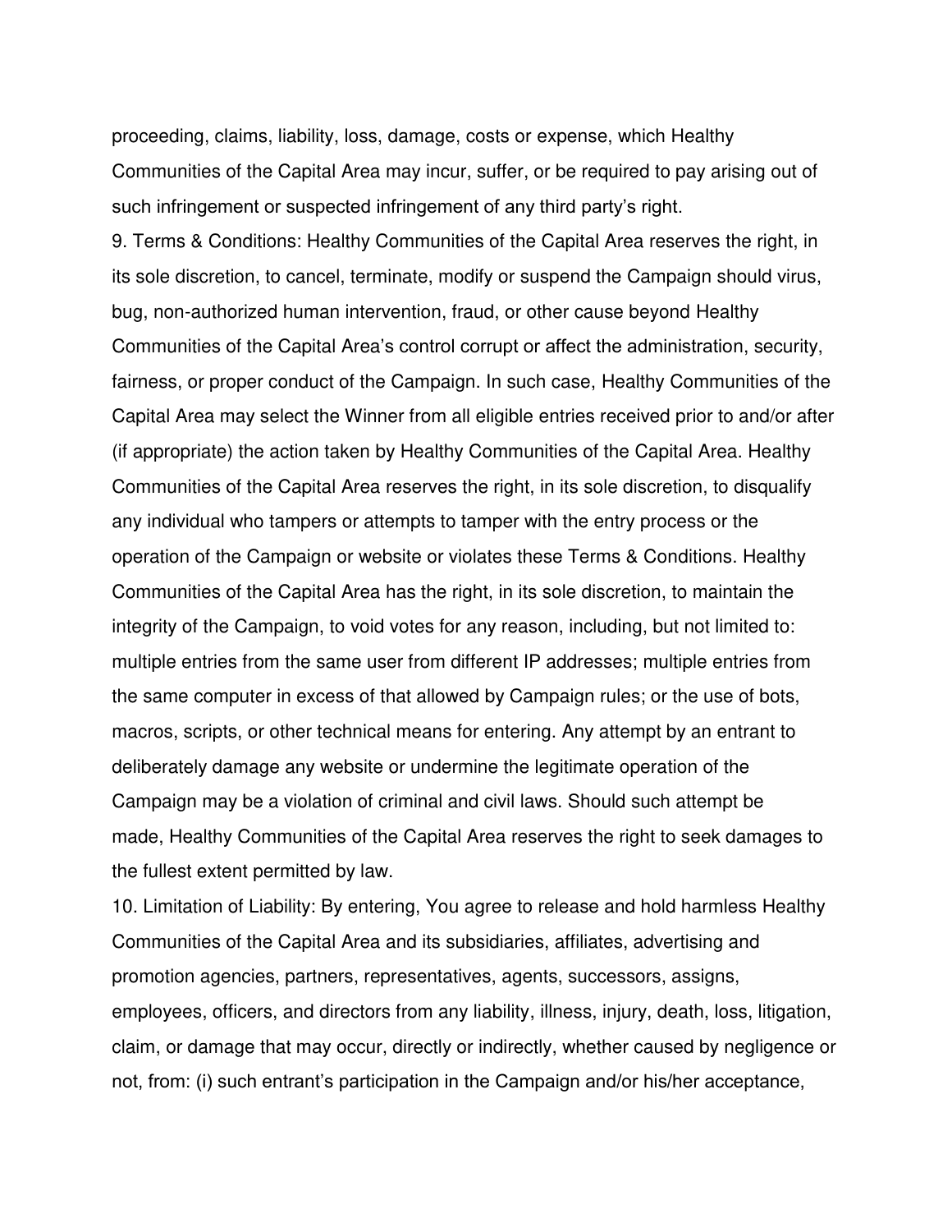proceeding, claims, liability, loss, damage, costs or expense, which Healthy Communities of the Capital Area may incur, suffer, or be required to pay arising out of such infringement or suspected infringement of any third party's right.

9. Terms & Conditions: Healthy Communities of the Capital Area reserves the right, in its sole discretion, to cancel, terminate, modify or suspend the Campaign should virus, bug, non-authorized human intervention, fraud, or other cause beyond Healthy Communities of the Capital Area's control corrupt or affect the administration, security, fairness, or proper conduct of the Campaign. In such case, Healthy Communities of the Capital Area may select the Winner from all eligible entries received prior to and/or after (if appropriate) the action taken by Healthy Communities of the Capital Area. Healthy Communities of the Capital Area reserves the right, in its sole discretion, to disqualify any individual who tampers or attempts to tamper with the entry process or the operation of the Campaign or website or violates these Terms & Conditions. Healthy Communities of the Capital Area has the right, in its sole discretion, to maintain the integrity of the Campaign, to void votes for any reason, including, but not limited to: multiple entries from the same user from different IP addresses; multiple entries from the same computer in excess of that allowed by Campaign rules; or the use of bots, macros, scripts, or other technical means for entering. Any attempt by an entrant to deliberately damage any website or undermine the legitimate operation of the Campaign may be a violation of criminal and civil laws. Should such attempt be made, Healthy Communities of the Capital Area reserves the right to seek damages to the fullest extent permitted by law.

10. Limitation of Liability: By entering, You agree to release and hold harmless Healthy Communities of the Capital Area and its subsidiaries, affiliates, advertising and promotion agencies, partners, representatives, agents, successors, assigns, employees, officers, and directors from any liability, illness, injury, death, loss, litigation, claim, or damage that may occur, directly or indirectly, whether caused by negligence or not, from: (i) such entrant's participation in the Campaign and/or his/her acceptance,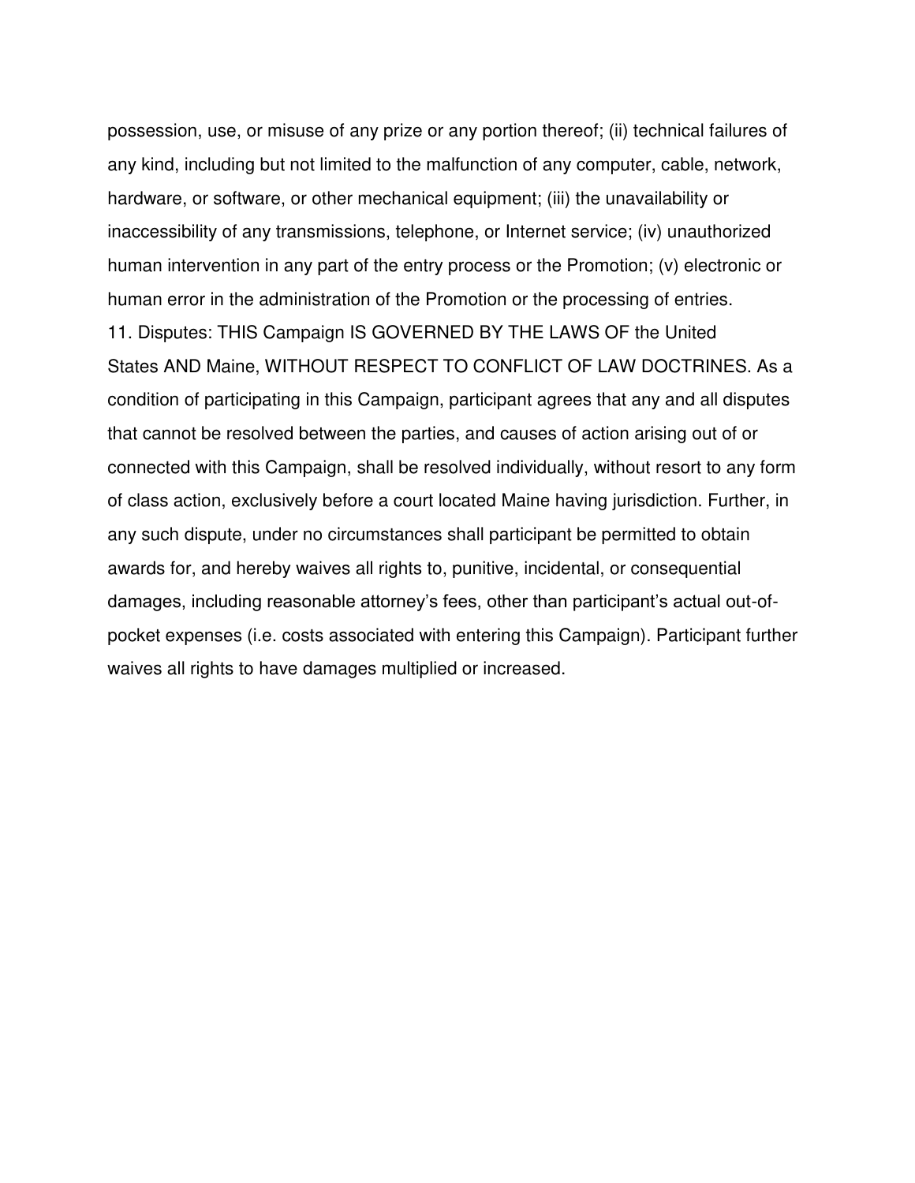possession, use, or misuse of any prize or any portion thereof; (ii) technical failures of any kind, including but not limited to the malfunction of any computer, cable, network, hardware, or software, or other mechanical equipment; (iii) the unavailability or inaccessibility of any transmissions, telephone, or Internet service; (iv) unauthorized human intervention in any part of the entry process or the Promotion; (v) electronic or human error in the administration of the Promotion or the processing of entries.

11. Disputes: THIS Campaign IS GOVERNED BY THE LAWS OF the United States AND Maine, WITHOUT RESPECT TO CONFLICT OF LAW DOCTRINES. As a condition of participating in this Campaign, participant agrees that any and all disputes that cannot be resolved between the parties, and causes of action arising out of or connected with this Campaign, shall be resolved individually, without resort to any form of class action, exclusively before a court located Maine having jurisdiction. Further, in any such dispute, under no circumstances shall participant be permitted to obtain awards for, and hereby waives all rights to, punitive, incidental, or consequential damages, including reasonable attorney's fees, other than participant's actual out-of-pocket expenses (i.e. costs associated with entering this Campaign). Participant further waives all rights to have damages multiplied or increased.